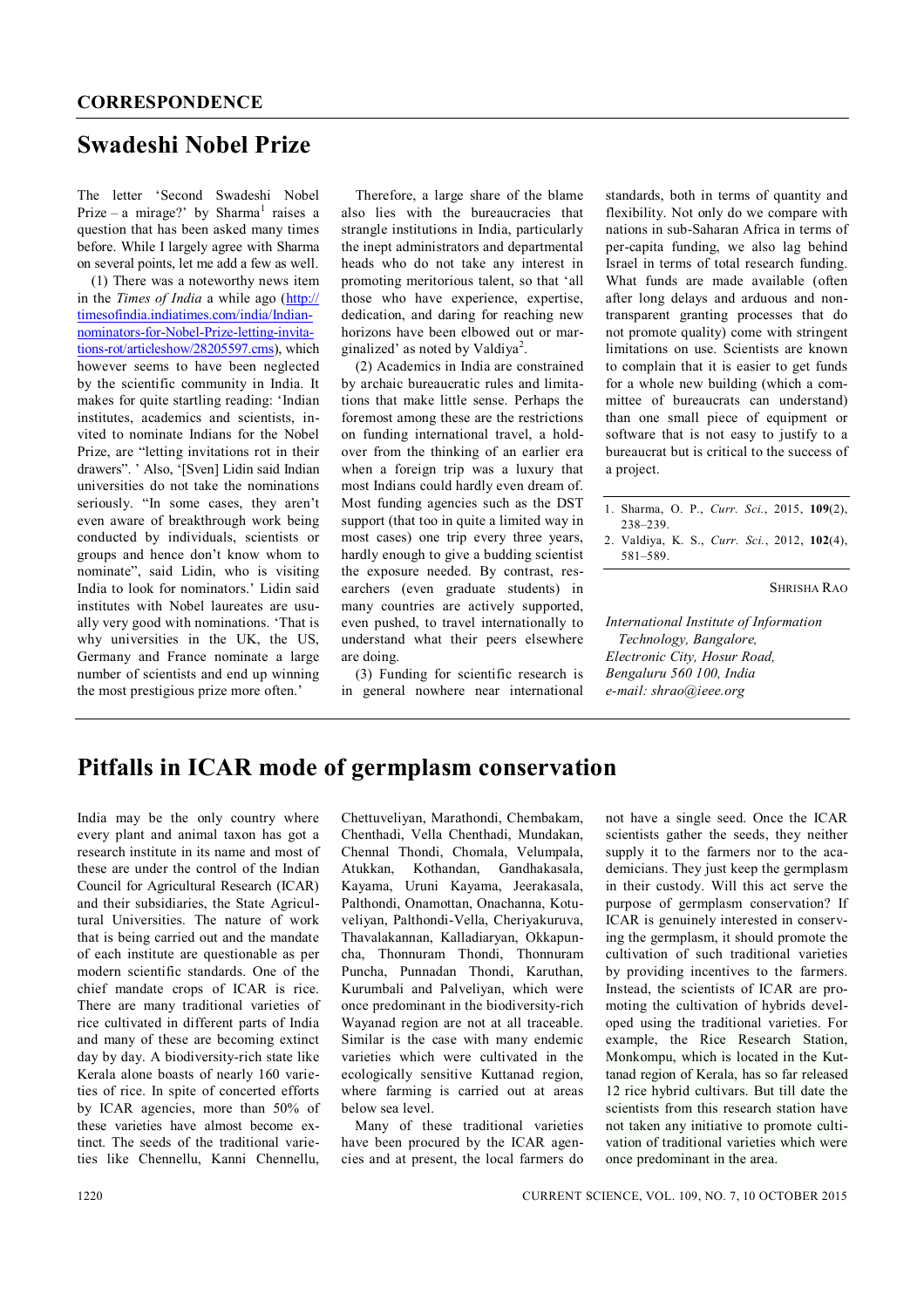## CORRESPONDENCE

# Swadeshi Nobel Prize

The letter 'Second Swadeshi Nobel Prize – a mirage?' by Sharma[1] raises a question that has been asked many times before. While I largely agree with Sharma on several points, let me add a few as well.

(1) There was a noteworthy news item in the *Times of India* a while ago (http://timesofindia.indiatimes.com/india/Indian-nominators-for-Nobel-Prize-letting-invitations-rot/articleshow/28205597.cms), which however seems to have been neglected by the scientific community in India. It makes for quite startling reading: 'Indian institutes, academics and scientists, invited to nominate Indians for the Nobel Prize, are "letting invitations rot in their drawers". ' Also, '[Sven] Lidin said Indian universities do not take the nominations seriously. "In some cases, they aren't even aware of breakthrough work being conducted by individuals, scientists or groups and hence don't know whom to nominate", said Lidin, who is visiting India to look for nominators.' Lidin said institutes with Nobel laureates are usually very good with nominations. 'That is why universities in the UK, the US, Germany and France nominate a large number of scientists and end up winning the most prestigious prize more often.'

Therefore, a large share of the blame also lies with the bureaucracies that strangle institutions in India, particularly the inept administrators and departmental heads who do not take any interest in promoting meritorious talent, so that 'all those who have experience, expertise, dedication, and daring for reaching new horizons have been elbowed out or marginalized' as noted by Valdiya[2].

(2) Academics in India are constrained by archaic bureaucratic rules and limitations that make little sense. Perhaps the foremost among these are the restrictions on funding international travel, a holdover from the thinking of an earlier era when a foreign trip was a luxury that most Indians could hardly even dream of. Most funding agencies such as the DST support (that too in quite a limited way in most cases) one trip every three years, hardly enough to give a budding scientist the exposure needed. By contrast, researchers (even graduate students) in many countries are actively supported, even pushed, to travel internationally to understand what their peers elsewhere are doing.

(3) Funding for scientific research is in general nowhere near international standards, both in terms of quantity and flexibility. Not only do we compare with nations in sub-Saharan Africa in terms of per-capita funding, we also lag behind Israel in terms of total research funding. What funds are made available (often after long delays and arduous and non-transparent granting processes that do not promote quality) come with stringent limitations on use. Scientists are known to complain that it is easier to get funds for a whole new building (which a committee of bureaucrats can understand) than one small piece of equipment or software that is not easy to justify to a bureaucrat but is critical to the success of a project.

1. Sharma, O. P., *Curr. Sci.*, 2015, **109**(2), 238–239.
2. Valdiya, K. S., *Curr. Sci.*, 2012, **102**(4), 581–589.

SHRISHA RAO

*International Institute of Information Technology, Bangalore, Electronic City, Hosur Road, Bengaluru 560 100, India*
*e-mail: shrao@ieee.org*

# Pitfalls in ICAR mode of germplasm conservation

India may be the only country where every plant and animal taxon has got a research institute in its name and most of these are under the control of the Indian Council for Agricultural Research (ICAR) and their subsidiaries, the State Agricultural Universities. The nature of work that is being carried out and the mandate of each institute are questionable as per modern scientific standards. One of the chief mandate crops of ICAR is rice. There are many traditional varieties of rice cultivated in different parts of India and many of these are becoming extinct day by day. A biodiversity-rich state like Kerala alone boasts of nearly 160 varieties of rice. In spite of concerted efforts by ICAR agencies, more than 50% of these varieties have almost become extinct. The seeds of the traditional varieties like Chennellu, Kanni Chennellu, Chettuveliyan, Marathondi, Chembakam, Chenthadi, Vella Chenthadi, Mundakan, Chennal Thondi, Chomala, Velumpala, Atukkan, Kothandan, Gandhakasala, Kayama, Uruni Kayama, Jeerakasala, Palthondi, Onamottan, Onachanna, Kotuveliyan, Palthondi-Vella, Cheriyakuruva, Thavalakannan, Kalladiaryan, Okkapuncha, Thonnuram Thondi, Thonnuram Puncha, Punnadan Thondi, Karuthan, Kurumbali and Palveliyan, which were once predominant in the biodiversity-rich Wayanad region are not at all traceable. Similar is the case with many endemic varieties which were cultivated in the ecologically sensitive Kuttanad region, where farming is carried out at areas below sea level.

Many of these traditional varieties have been procured by the ICAR agencies and at present, the local farmers do not have a single seed. Once the ICAR scientists gather the seeds, they neither supply it to the farmers nor to the academicians. They just keep the germplasm in their custody. Will this act serve the purpose of germplasm conservation? If ICAR is genuinely interested in conserving the germplasm, it should promote the cultivation of such traditional varieties by providing incentives to the farmers. Instead, the scientists of ICAR are promoting the cultivation of hybrids developed using the traditional varieties. For example, the Rice Research Station, Monkompu, which is located in the Kuttanad region of Kerala, has so far released 12 rice hybrid cultivars. But till date the scientists from this research station have not taken any initiative to promote cultivation of traditional varieties which were once predominant in the area.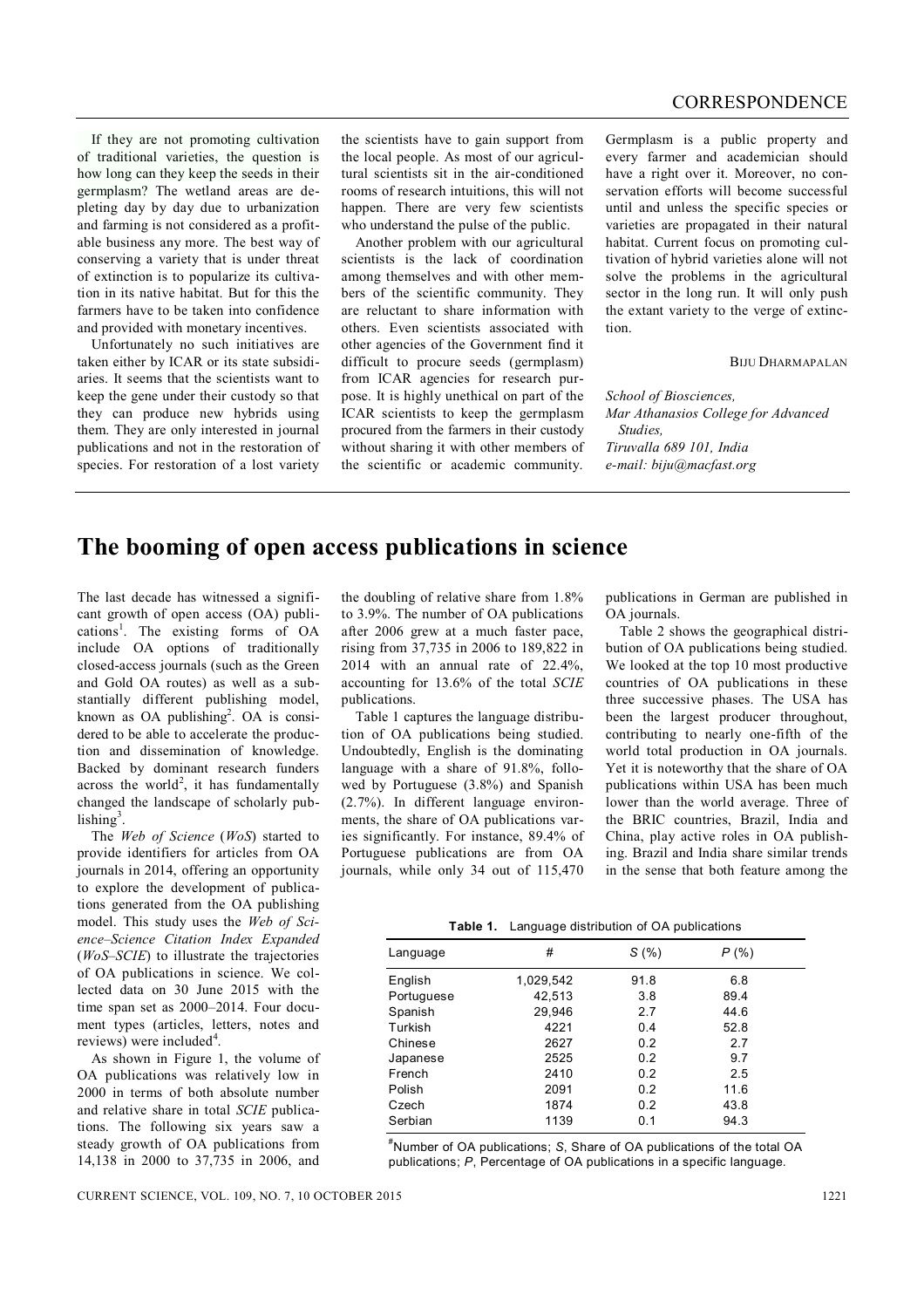If they are not promoting cultivation of traditional varieties, the question is how long can they keep the seeds in their germplasm? The wetland areas are depleting day by day due to urbanization and farming is not considered as a profitable business any more. The best way of conserving a variety that is under threat of extinction is to popularize its cultivation in its native habitat. But for this the farmers have to be taken into confidence and provided with monetary incentives.

Unfortunately no such initiatives are taken either by ICAR or its state subsidiaries. It seems that the scientists want to keep the gene under their custody so that they can produce new hybrids using them. They are only interested in journal publications and not in the restoration of species. For restoration of a lost variety the scientists have to gain support from the local people. As most of our agricultural scientists sit in the air-conditioned rooms of research intuitions, this will not happen. There are very few scientists who understand the pulse of the public.

Another problem with our agricultural scientists is the lack of coordination among themselves and with other members of the scientific community. They are reluctant to share information with others. Even scientists associated with other agencies of the Government find it difficult to procure seeds (germplasm) from ICAR agencies for research purpose. It is highly unethical on part of the ICAR scientists to keep the germplasm procured from the farmers in their custody without sharing it with other members of the scientific or academic community. Germplasm is a public property and every farmer and academician should have a right over it. Moreover, no conservation efforts will become successful until and unless the specific species or varieties are propagated in their natural habitat. Current focus on promoting cultivation of hybrid varieties alone will not solve the problems in the agricultural sector in the long run. It will only push the extant variety to the verge of extinction.

BIJU DHARMAPALAN

*School of Biosciences,*
*Mar Athanasios College for Advanced Studies,*
*Tiruvalla 689 101, India*
*e-mail: biju@macfast.org*

# The booming of open access publications in science

The last decade has witnessed a significant growth of open access (OA) publications[1]. The existing forms of OA include OA options of traditionally closed-access journals (such as the Green and Gold OA routes) as well as a substantially different publishing model, known as OA publishing[2]. OA is considered to be able to accelerate the production and dissemination of knowledge. Backed by dominant research funders across the world[2], it has fundamentally changed the landscape of scholarly publishing[3].

The *Web of Science* (*WoS*) started to provide identifiers for articles from OA journals in 2014, offering an opportunity to explore the development of publications generated from the OA publishing model. This study uses the *Web of Science–Science Citation Index Expanded* (*WoS–SCIE*) to illustrate the trajectories of OA publications in science. We collected data on 30 June 2015 with the time span set as 2000–2014. Four document types (articles, letters, notes and reviews) were included[4].

As shown in Figure 1, the volume of OA publications was relatively low in 2000 in terms of both absolute number and relative share in total *SCIE* publications. The following six years saw a steady growth of OA publications from 14,138 in 2000 to 37,735 in 2006, and the doubling of relative share from 1.8% to 3.9%. The number of OA publications after 2006 grew at a much faster pace, rising from 37,735 in 2006 to 189,822 in 2014 with an annual rate of 22.4%, accounting for 13.6% of the total *SCIE* publications.

Table 1 captures the language distribution of OA publications being studied. Undoubtedly, English is the dominating language with a share of 91.8%, followed by Portuguese (3.8%) and Spanish (2.7%). In different language environments, the share of OA publications varies significantly. For instance, 89.4% of Portuguese publications are from OA journals, while only 34 out of 115,470 publications in German are published in OA journals.

Table 2 shows the geographical distribution of OA publications being studied. We looked at the top 10 most productive countries of OA publications in these three successive phases. The USA has been the largest producer throughout, contributing to nearly one-fifth of the world total production in OA journals. Yet it is noteworthy that the share of OA publications within USA has been much lower than the world average. Three of the BRIC countries, Brazil, India and China, play active roles in OA publishing. Brazil and India share similar trends in the sense that both feature among the

**Table 1.** Language distribution of OA publications

| Language | # | *S* (%) | *P* (%) |
|---|---|---|---|
| English | 1,029,542 | 91.8 | 6.8 |
| Portuguese | 42,513 | 3.8 | 89.4 |
| Spanish | 29,946 | 2.7 | 44.6 |
| Turkish | 4221 | 0.4 | 52.8 |
| Chinese | 2627 | 0.2 | 2.7 |
| Japanese | 2525 | 0.2 | 9.7 |
| French | 2410 | 0.2 | 2.5 |
| Polish | 2091 | 0.2 | 11.6 |
| Czech | 1874 | 0.2 | 43.8 |
| Serbian | 1139 | 0.1 | 94.3 |

#Number of OA publications; *S*, Share of OA publications of the total OA publications; *P*, Percentage of OA publications in a specific language.